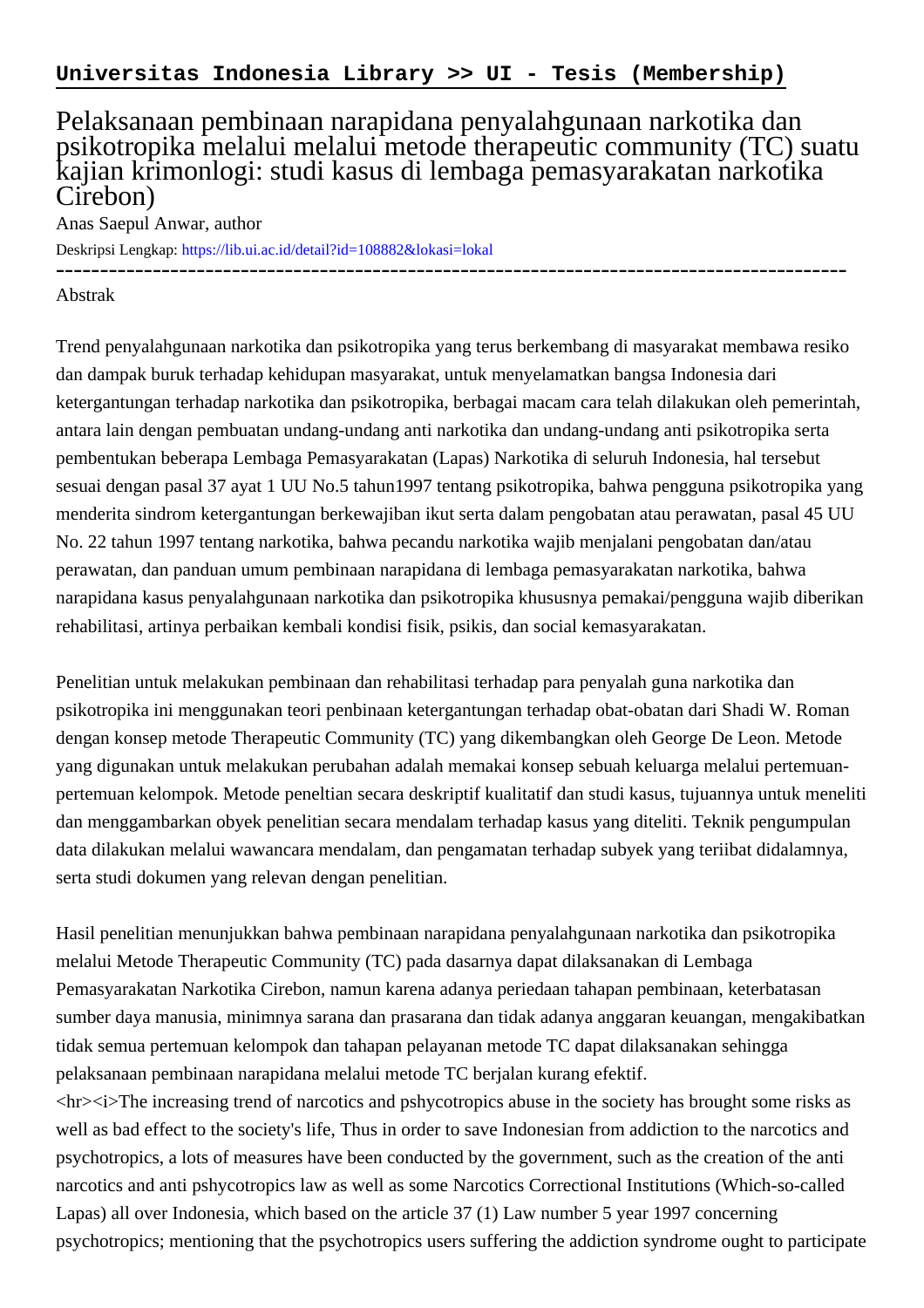**Universitas Indonesia Library >> UI - Tesis (Membership)**

# Pelaksanaan pembinaan narapidana penyalahgunaan narkotika dan psikotropika melalui melalui metode therapeutic community (TC) suatu kajian krimonlogi: studi kasus di lembaga pemasyarakatan narkotika Cirebon)

Anas Saepul Anwar, author

Deskripsi Lengkap: https://lib.ui.ac.id/detail?id=108882&lokasi=lokal

------------------------------------------------------------------------------------------

Abstrak

Trend penyalahgunaan narkotika dan psikotropika yang terus berkembang di masyarakat membawa resiko dan dampak buruk terhadap kehidupan masyarakat, untuk menyelamatkan bangsa Indonesia dari ketergantungan terhadap narkotika dan psikotropika, berbagai macam cara telah dilakukan oleh pemerintah, antara lain dengan pembuatan undang-undang anti narkotika dan undang-undang anti psikotropika serta pembentukan beberapa Lembaga Pemasyarakatan (Lapas) Narkotika di seluruh Indonesia, hal tersebut sesuai dengan pasal 37 ayat 1 UU No.5 tahun1997 tentang psikotropika, bahwa pengguna psikotropika yang menderita sindrom ketergantungan berkewajiban ikut serta dalam pengobatan atau perawatan, pasal 45 UU No. 22 tahun 1997 tentang narkotika, bahwa pecandu narkotika wajib menjalani pengobatan dan/atau perawatan, dan panduan umum pembinaan narapidana di lembaga pemasyarakatan narkotika, bahwa narapidana kasus penyalahgunaan narkotika dan psikotropika khususnya pemakai/pengguna wajib diberikan rehabilitasi, artinya perbaikan kembali kondisi fisik, psikis, dan social kemasyarakatan.

Penelitian untuk melakukan pembinaan dan rehabilitasi terhadap para penyalah guna narkotika dan psikotropika ini menggunakan teori penbinaan ketergantungan terhadap obat-obatan dari Shadi W. Roman dengan konsep metode Therapeutic Community (TC) yang dikembangkan oleh George De Leon. Metode yang digunakan untuk melakukan perubahan adalah memakai konsep sebuah keluarga melalui pertemuan-pertemuan kelompok. Metode peneltian secara deskriptif kualitatif dan studi kasus, tujuannya untuk meneliti dan menggambarkan obyek penelitian secara mendalam terhadap kasus yang diteliti. Teknik pengumpulan data dilakukan melalui wawancara mendalam, dan pengamatan terhadap subyek yang teriibat didalamnya, serta studi dokumen yang relevan dengan penelitian.

Hasil penelitian menunjukkan bahwa pembinaan narapidana penyalahgunaan narkotika dan psikotropika melalui Metode Therapeutic Community (TC) pada dasarnya dapat dilaksanakan di Lembaga Pemasyarakatan Narkotika Cirebon, namun karena adanya periedaan tahapan pembinaan, keterbatasan sumber daya manusia, minimnya sarana dan prasarana dan tidak adanya anggaran keuangan, mengakibatkan tidak semua pertemuan kelompok dan tahapan pelayanan metode TC dapat dilaksanakan sehingga pelaksanaan pembinaan narapidana melalui metode TC berjalan kurang efektif.
<hr><i>The increasing trend of narcotics and pshycotropics abuse in the society has brought some risks as well as bad effect to the society's life, Thus in order to save Indonesian from addiction to the narcotics and psychotropics, a lots of measures have been conducted by the government, such as the creation of the anti narcotics and anti pshycotropics law as well as some Narcotics Correctional Institutions (Which-so-called Lapas) all over Indonesia, which based on the article 37 (1) Law number 5 year 1997 concerning psychotropics; mentioning that the psychotropics users suffering the addiction syndrome ought to participate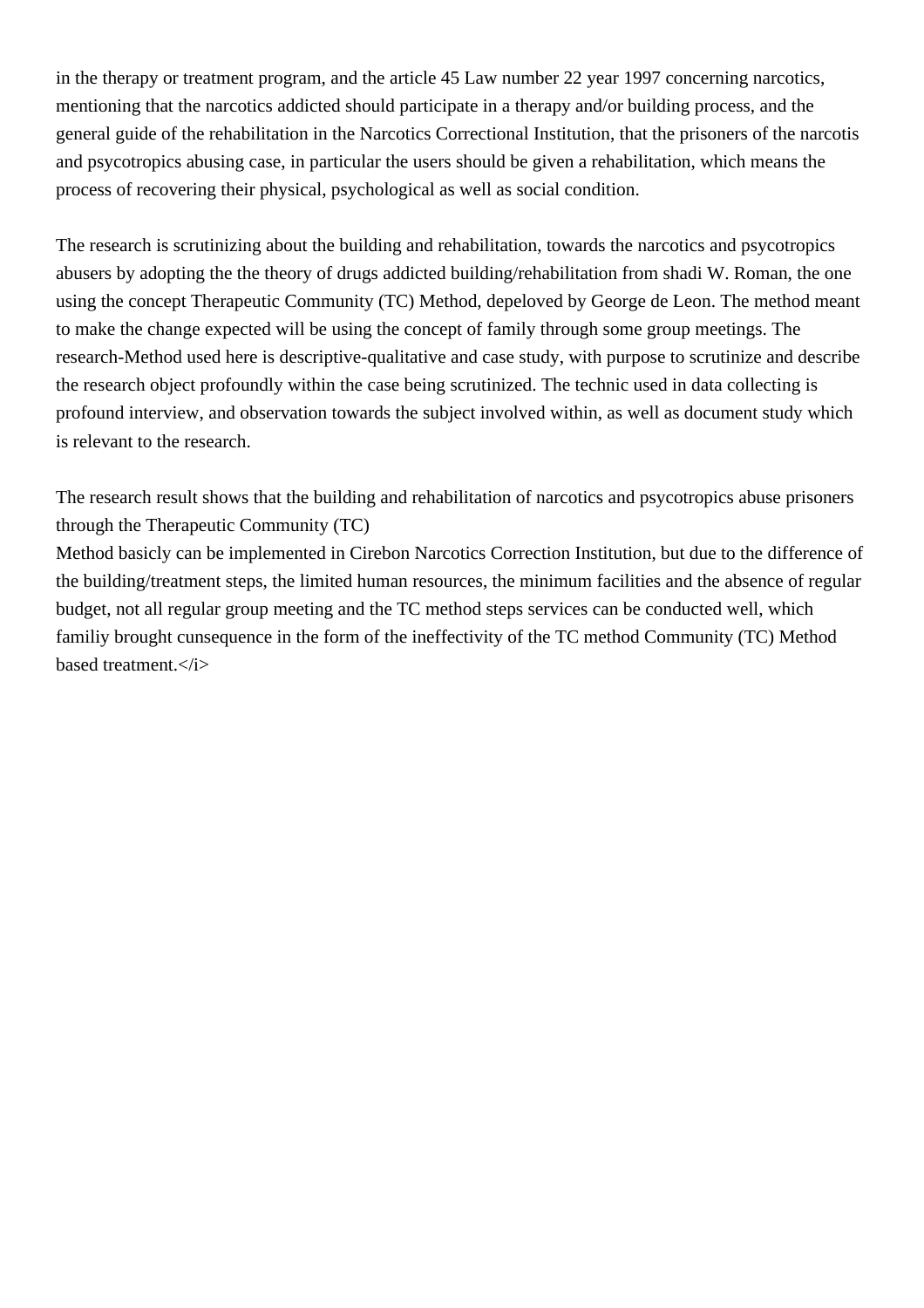in the therapy or treatment program, and the article 45 Law number 22 year 1997 concerning narcotics, mentioning that the narcotics addicted should participate in a therapy and/or building process, and the general guide of the rehabilitation in the Narcotics Correctional Institution, that the prisoners of the narcotis and psycotropics abusing case, in particular the users should be given a rehabilitation, which means the process of recovering their physical, psychological as well as social condition.

The research is scrutinizing about the building and rehabilitation, towards the narcotics and psycotropics abusers by adopting the the theory of drugs addicted building/rehabilitation from shadi W. Roman, the one using the concept Therapeutic Community (TC) Method, depeloved by George de Leon. The method meant to make the change expected will be using the concept of family through some group meetings. The research-Method used here is descriptive-qualitative and case study, with purpose to scrutinize and describe the research object profoundly within the case being scrutinized. The technic used in data collecting is profound interview, and observation towards the subject involved within, as well as document study which is relevant to the research.

The research result shows that the building and rehabilitation of narcotics and psycotropics abuse prisoners through the Therapeutic Community (TC)
Method basicly can be implemented in Cirebon Narcotics Correction Institution, but due to the difference of the building/treatment steps, the limited human resources, the minimum facilities and the absence of regular budget, not all regular group meeting and the TC method steps services can be conducted well, which familiy brought cunsequence in the form of the ineffectivity of the TC method Community (TC) Method based treatment.</i>